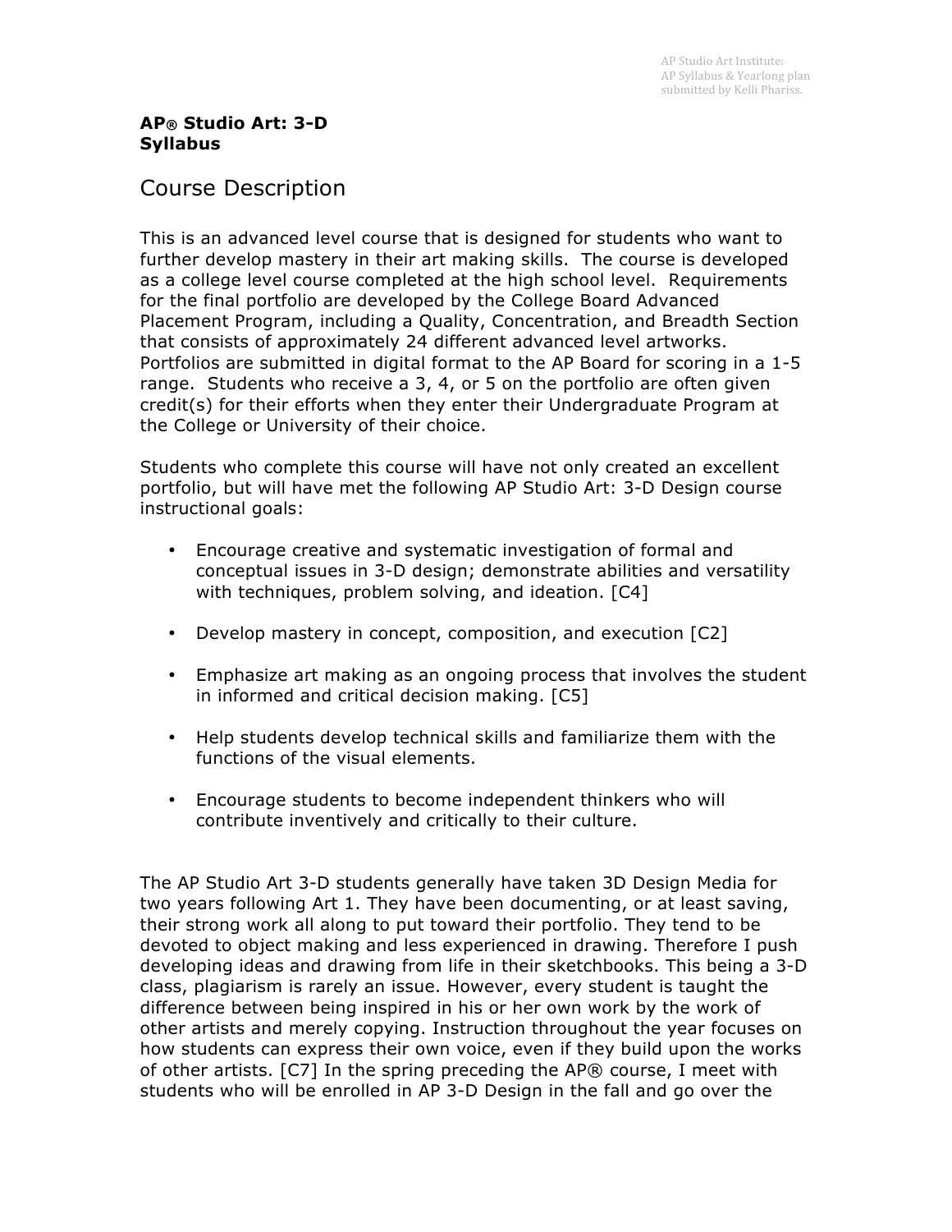AP Studio Art Institute:
AP Syllabus & Yearlong plan
submitted by Kelli Phariss.

**AP® Studio Art: 3-D**
**Syllabus**

# Course Description

This is an advanced level course that is designed for students who want to further develop mastery in their art making skills. The course is developed as a college level course completed at the high school level. Requirements for the final portfolio are developed by the College Board Advanced Placement Program, including a Quality, Concentration, and Breadth Section that consists of approximately 24 different advanced level artworks. Portfolios are submitted in digital format to the AP Board for scoring in a 1-5 range. Students who receive a 3, 4, or 5 on the portfolio are often given credit(s) for their efforts when they enter their Undergraduate Program at the College or University of their choice.

Students who complete this course will have not only created an excellent portfolio, but will have met the following AP Studio Art: 3-D Design course instructional goals:

- Encourage creative and systematic investigation of formal and conceptual issues in 3-D design; demonstrate abilities and versatility with techniques, problem solving, and ideation. [C4]
- Develop mastery in concept, composition, and execution [C2]
- Emphasize art making as an ongoing process that involves the student in informed and critical decision making. [C5]
- Help students develop technical skills and familiarize them with the functions of the visual elements.
- Encourage students to become independent thinkers who will contribute inventively and critically to their culture.

The AP Studio Art 3-D students generally have taken 3D Design Media for two years following Art 1. They have been documenting, or at least saving, their strong work all along to put toward their portfolio. They tend to be devoted to object making and less experienced in drawing. Therefore I push developing ideas and drawing from life in their sketchbooks. This being a 3-D class, plagiarism is rarely an issue. However, every student is taught the difference between being inspired in his or her own work by the work of other artists and merely copying. Instruction throughout the year focuses on how students can express their own voice, even if they build upon the works of other artists. [C7] In the spring preceding the AP® course, I meet with students who will be enrolled in AP 3-D Design in the fall and go over the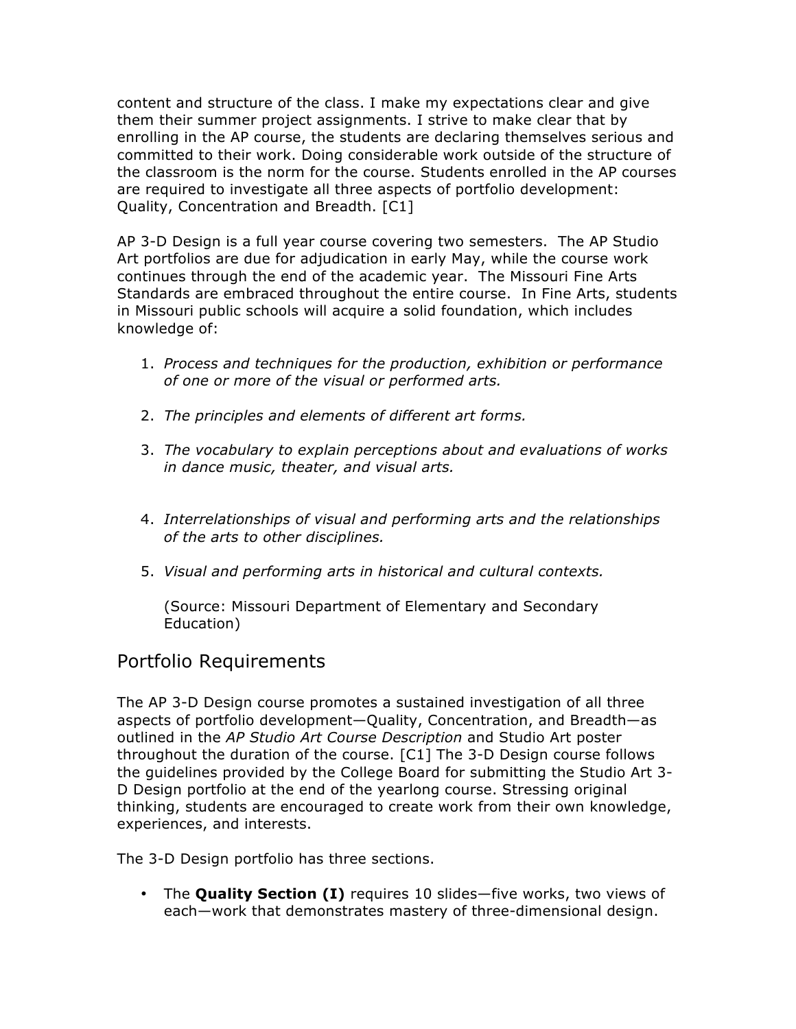content and structure of the class. I make my expectations clear and give them their summer project assignments. I strive to make clear that by enrolling in the AP course, the students are declaring themselves serious and committed to their work. Doing considerable work outside of the structure of the classroom is the norm for the course. Students enrolled in the AP courses are required to investigate all three aspects of portfolio development: Quality, Concentration and Breadth. [C1]

AP 3-D Design is a full year course covering two semesters. The AP Studio Art portfolios are due for adjudication in early May, while the course work continues through the end of the academic year. The Missouri Fine Arts Standards are embraced throughout the entire course. In Fine Arts, students in Missouri public schools will acquire a solid foundation, which includes knowledge of:

1. *Process and techniques for the production, exhibition or performance of one or more of the visual or performed arts.*
2. *The principles and elements of different art forms.*
3. *The vocabulary to explain perceptions about and evaluations of works in dance music, theater, and visual arts.*
4. *Interrelationships of visual and performing arts and the relationships of the arts to other disciplines.*
5. *Visual and performing arts in historical and cultural contexts.*

   (Source: Missouri Department of Elementary and Secondary Education)

## Portfolio Requirements

The AP 3-D Design course promotes a sustained investigation of all three aspects of portfolio development—Quality, Concentration, and Breadth—as outlined in the *AP Studio Art Course Description* and Studio Art poster throughout the duration of the course. [C1] The 3-D Design course follows the guidelines provided by the College Board for submitting the Studio Art 3-D Design portfolio at the end of the yearlong course. Stressing original thinking, students are encouraged to create work from their own knowledge, experiences, and interests.

The 3-D Design portfolio has three sections.

- The **Quality Section (I)** requires 10 slides—five works, two views of each—work that demonstrates mastery of three-dimensional design.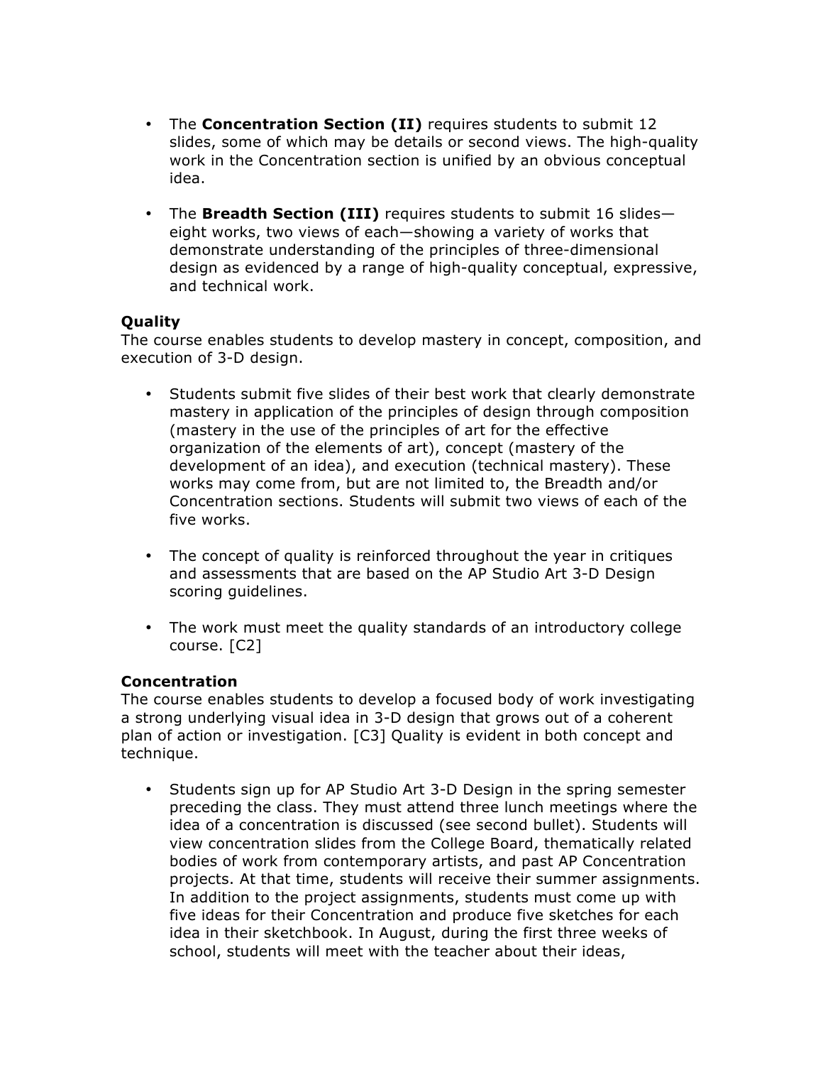- The **Concentration Section (II)** requires students to submit 12 slides, some of which may be details or second views. The high-quality work in the Concentration section is unified by an obvious conceptual idea.

- The **Breadth Section (III)** requires students to submit 16 slides—eight works, two views of each—showing a variety of works that demonstrate understanding of the principles of three-dimensional design as evidenced by a range of high-quality conceptual, expressive, and technical work.

**Quality**
The course enables students to develop mastery in concept, composition, and execution of 3-D design.

- Students submit five slides of their best work that clearly demonstrate mastery in application of the principles of design through composition (mastery in the use of the principles of art for the effective organization of the elements of art), concept (mastery of the development of an idea), and execution (technical mastery). These works may come from, but are not limited to, the Breadth and/or Concentration sections. Students will submit two views of each of the five works.

- The concept of quality is reinforced throughout the year in critiques and assessments that are based on the AP Studio Art 3-D Design scoring guidelines.

- The work must meet the quality standards of an introductory college course. [C2]

**Concentration**
The course enables students to develop a focused body of work investigating a strong underlying visual idea in 3-D design that grows out of a coherent plan of action or investigation. [C3] Quality is evident in both concept and technique.

- Students sign up for AP Studio Art 3-D Design in the spring semester preceding the class. They must attend three lunch meetings where the idea of a concentration is discussed (see second bullet). Students will view concentration slides from the College Board, thematically related bodies of work from contemporary artists, and past AP Concentration projects. At that time, students will receive their summer assignments. In addition to the project assignments, students must come up with five ideas for their Concentration and produce five sketches for each idea in their sketchbook. In August, during the first three weeks of school, students will meet with the teacher about their ideas,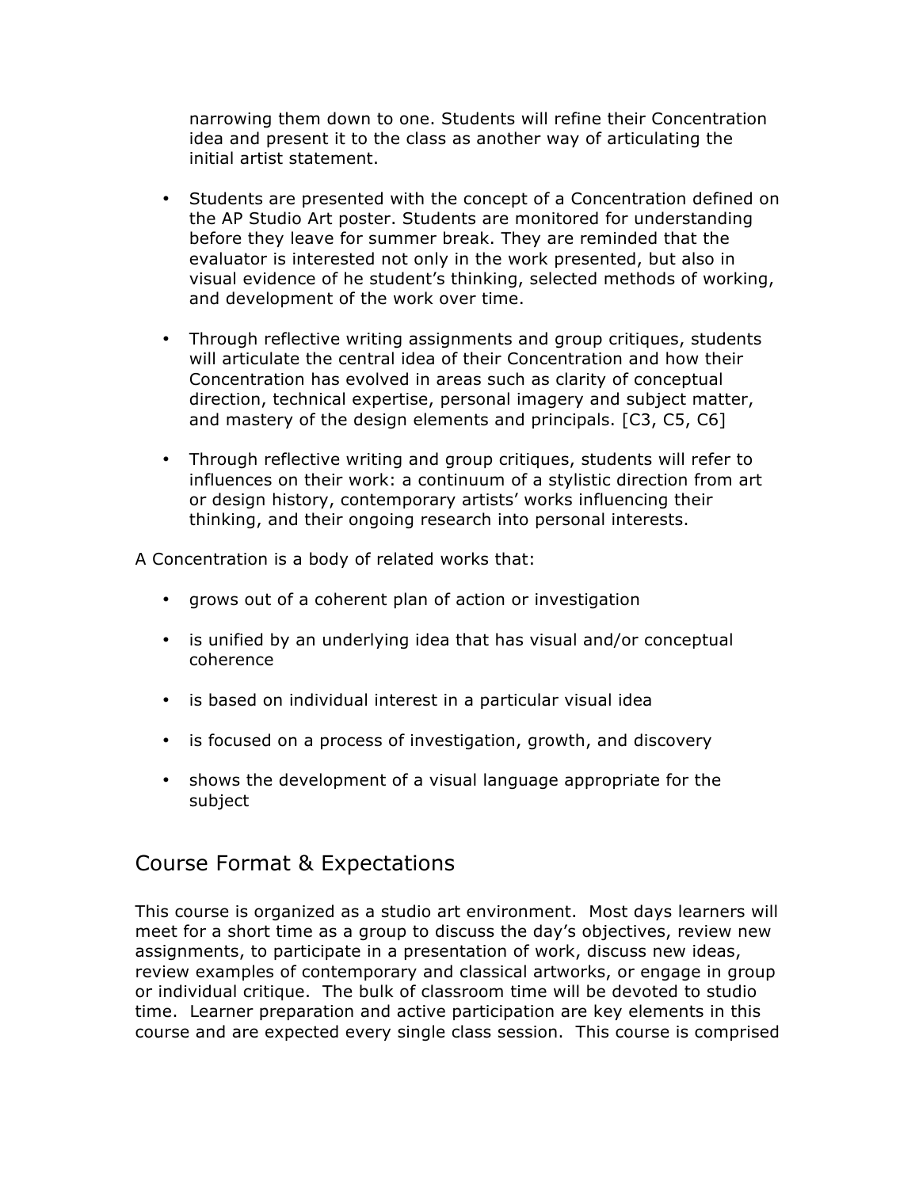narrowing them down to one. Students will refine their Concentration idea and present it to the class as another way of articulating the initial artist statement.

- Students are presented with the concept of a Concentration defined on the AP Studio Art poster. Students are monitored for understanding before they leave for summer break. They are reminded that the evaluator is interested not only in the work presented, but also in visual evidence of he student's thinking, selected methods of working, and development of the work over time.

- Through reflective writing assignments and group critiques, students will articulate the central idea of their Concentration and how their Concentration has evolved in areas such as clarity of conceptual direction, technical expertise, personal imagery and subject matter, and mastery of the design elements and principals. [C3, C5, C6]

- Through reflective writing and group critiques, students will refer to influences on their work: a continuum of a stylistic direction from art or design history, contemporary artists' works influencing their thinking, and their ongoing research into personal interests.

A Concentration is a body of related works that:

- grows out of a coherent plan of action or investigation

- is unified by an underlying idea that has visual and/or conceptual coherence

- is based on individual interest in a particular visual idea

- is focused on a process of investigation, growth, and discovery

- shows the development of a visual language appropriate for the subject

## Course Format & Expectations

This course is organized as a studio art environment. Most days learners will meet for a short time as a group to discuss the day's objectives, review new assignments, to participate in a presentation of work, discuss new ideas, review examples of contemporary and classical artworks, or engage in group or individual critique. The bulk of classroom time will be devoted to studio time. Learner preparation and active participation are key elements in this course and are expected every single class session. This course is comprised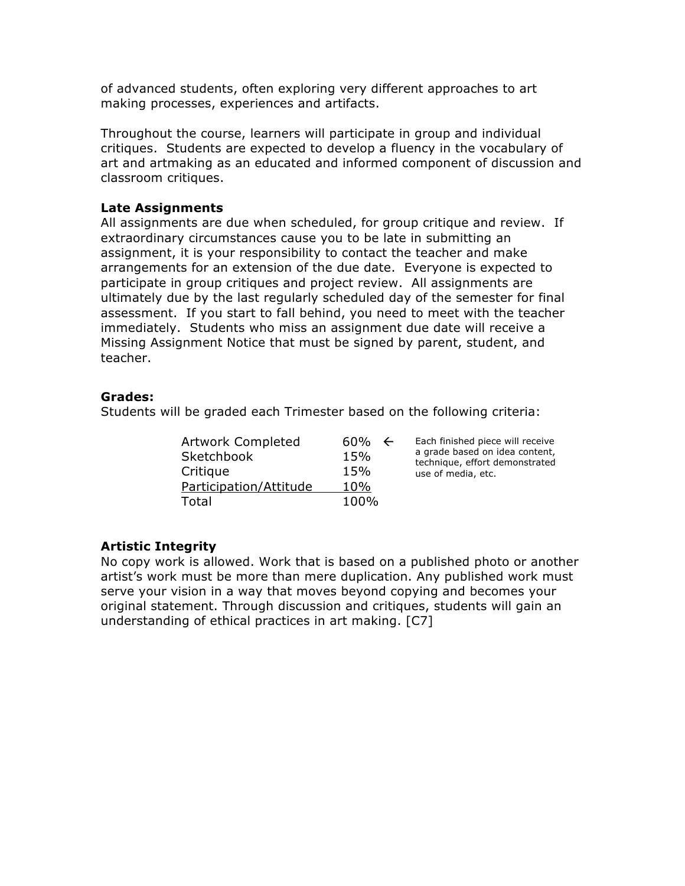of advanced students, often exploring very different approaches to art making processes, experiences and artifacts.

Throughout the course, learners will participate in group and individual critiques. Students are expected to develop a fluency in the vocabulary of art and artmaking as an educated and informed component of discussion and classroom critiques.

**Late Assignments**

All assignments are due when scheduled, for group critique and review. If extraordinary circumstances cause you to be late in submitting an assignment, it is your responsibility to contact the teacher and make arrangements for an extension of the due date. Everyone is expected to participate in group critiques and project review. All assignments are ultimately due by the last regularly scheduled day of the semester for final assessment. If you start to fall behind, you need to meet with the teacher immediately. Students who miss an assignment due date will receive a Missing Assignment Notice that must be signed by parent, student, and teacher.

**Grades:**

Students will be graded each Trimester based on the following criteria:

| | | |
|---|---|---|
| Artwork Completed | 60% ← | Each finished piece will receive a grade based on idea content, technique, effort demonstrated use of media, etc. |
| Sketchbook | 15% | |
| Critique | 15% | |
| Participation/Attitude | 10% | |
| Total | 100% | |

**Artistic Integrity**

No copy work is allowed. Work that is based on a published photo or another artist's work must be more than mere duplication. Any published work must serve your vision in a way that moves beyond copying and becomes your original statement. Through discussion and critiques, students will gain an understanding of ethical practices in art making. [C7]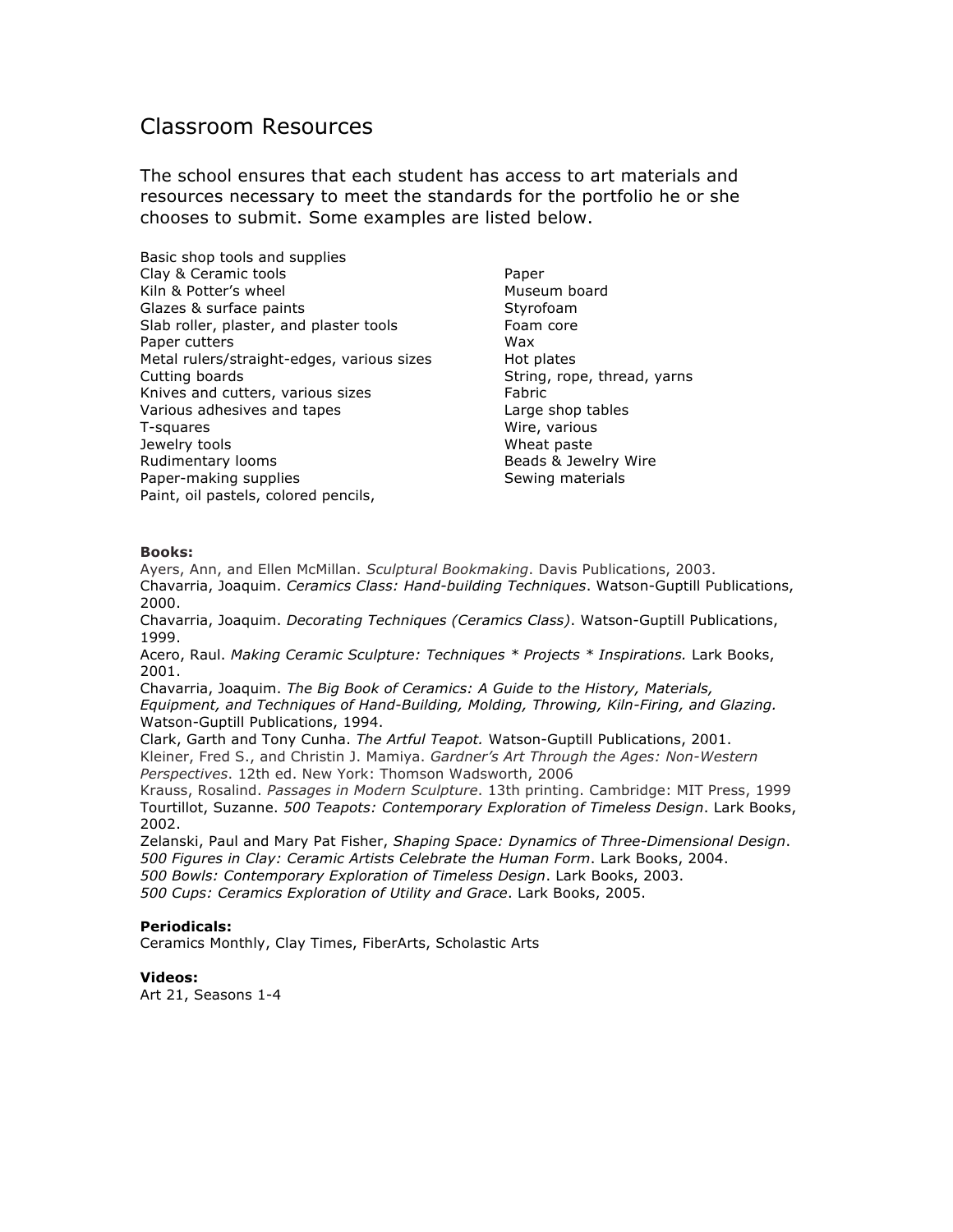# Classroom Resources

The school ensures that each student has access to art materials and resources necessary to meet the standards for the portfolio he or she chooses to submit. Some examples are listed below.

Basic shop tools and supplies
Clay & Ceramic tools
Kiln & Potter's wheel
Glazes & surface paints
Slab roller, plaster, and plaster tools
Paper cutters
Metal rulers/straight-edges, various sizes
Cutting boards
Knives and cutters, various sizes
Various adhesives and tapes
T-squares
Jewelry tools
Rudimentary looms
Paper-making supplies
Paint, oil pastels, colored pencils,
Paper
Museum board
Styrofoam
Foam core
Wax
Hot plates
String, rope, thread, yarns
Fabric
Large shop tables
Wire, various
Wheat paste
Beads & Jewelry Wire
Sewing materials

**Books:**

Ayers, Ann, and Ellen McMillan. *Sculptural Bookmaking*. Davis Publications, 2003.
Chavarria, Joaquim. *Ceramics Class: Hand-building Techniques*. Watson-Guptill Publications, 2000.
Chavarria, Joaquim. *Decorating Techniques (Ceramics Class)*. Watson-Guptill Publications, 1999.
Acero, Raul. *Making Ceramic Sculpture: Techniques * Projects * Inspirations.* Lark Books, 2001.
Chavarria, Joaquim. *The Big Book of Ceramics: A Guide to the History, Materials, Equipment, and Techniques of Hand-Building, Molding, Throwing, Kiln-Firing, and Glazing.* Watson-Guptill Publications, 1994.
Clark, Garth and Tony Cunha. *The Artful Teapot.* Watson-Guptill Publications, 2001.
Kleiner, Fred S., and Christin J. Mamiya. *Gardner's Art Through the Ages: Non-Western Perspectives*. 12th ed. New York: Thomson Wadsworth, 2006
Krauss, Rosalind. *Passages in Modern Sculpture*. 13th printing. Cambridge: MIT Press, 1999
Tourtillot, Suzanne. *500 Teapots: Contemporary Exploration of Timeless Design*. Lark Books, 2002.
Zelanski, Paul and Mary Pat Fisher, *Shaping Space: Dynamics of Three-Dimensional Design*.
*500 Figures in Clay: Ceramic Artists Celebrate the Human Form*. Lark Books, 2004.
*500 Bowls: Contemporary Exploration of Timeless Design*. Lark Books, 2003.
*500 Cups: Ceramics Exploration of Utility and Grace*. Lark Books, 2005.

**Periodicals:**

Ceramics Monthly, Clay Times, FiberArts, Scholastic Arts

**Videos:**

Art 21, Seasons 1-4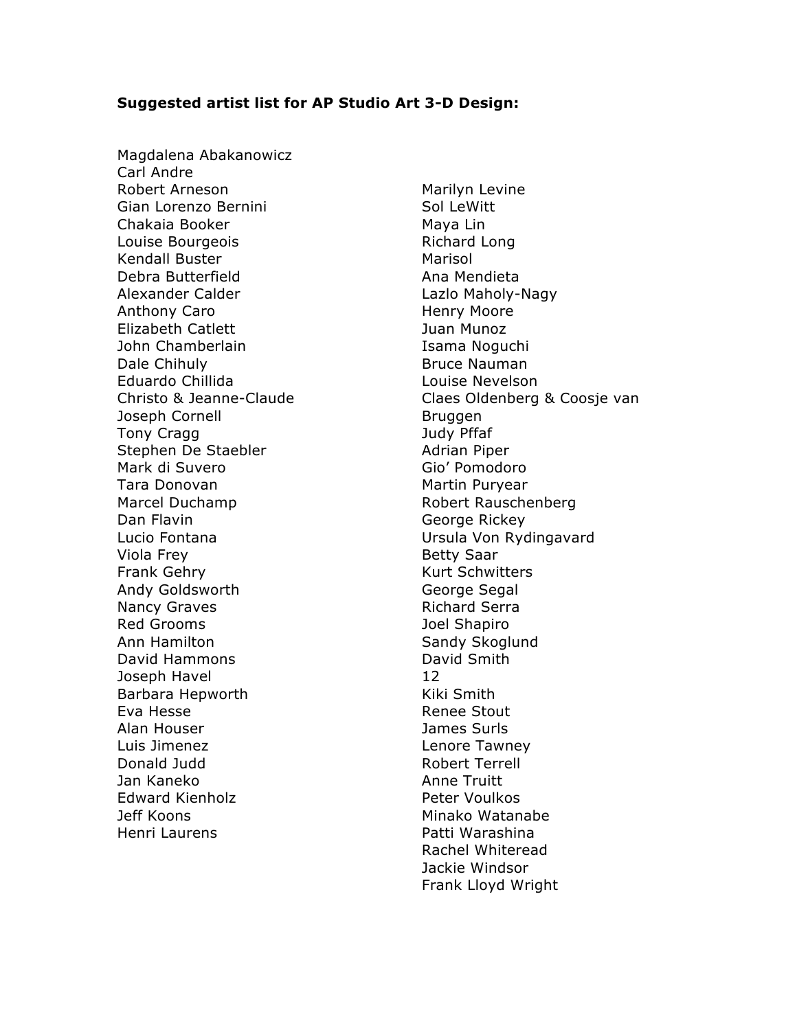**Suggested artist list for AP Studio Art 3-D Design:**

Magdalena Abakanowicz
Carl Andre
Robert Arneson
Gian Lorenzo Bernini
Chakaia Booker
Louise Bourgeois
Kendall Buster
Debra Butterfield
Alexander Calder
Anthony Caro
Elizabeth Catlett
John Chamberlain
Dale Chihuly
Eduardo Chillida
Christo & Jeanne-Claude
Joseph Cornell
Tony Cragg
Stephen De Staebler
Mark di Suvero
Tara Donovan
Marcel Duchamp
Dan Flavin
Lucio Fontana
Viola Frey
Frank Gehry
Andy Goldsworth
Nancy Graves
Red Grooms
Ann Hamilton
David Hammons
Joseph Havel
Barbara Hepworth
Eva Hesse
Alan Houser
Luis Jimenez
Donald Judd
Jan Kaneko
Edward Kienholz
Jeff Koons
Henri Laurens
Marilyn Levine
Sol LeWitt
Maya Lin
Richard Long
Marisol
Ana Mendieta
Lazlo Maholy-Nagy
Henry Moore
Juan Munoz
Isama Noguchi
Bruce Nauman
Louise Nevelson
Claes Oldenberg & Coosje van Bruggen
Judy Pffaf
Adrian Piper
Gio' Pomodoro
Martin Puryear
Robert Rauschenberg
George Rickey
Ursula Von Rydingavard
Betty Saar
Kurt Schwitters
George Segal
Richard Serra
Joel Shapiro
Sandy Skoglund
David Smith
Kiki Smith
Renee Stout
James Surls
Lenore Tawney
Robert Terrell
Anne Truitt
Peter Voulkos
Minako Watanabe
Patti Warashina
Rachel Whiteread
Jackie Windsor
Frank Lloyd Wright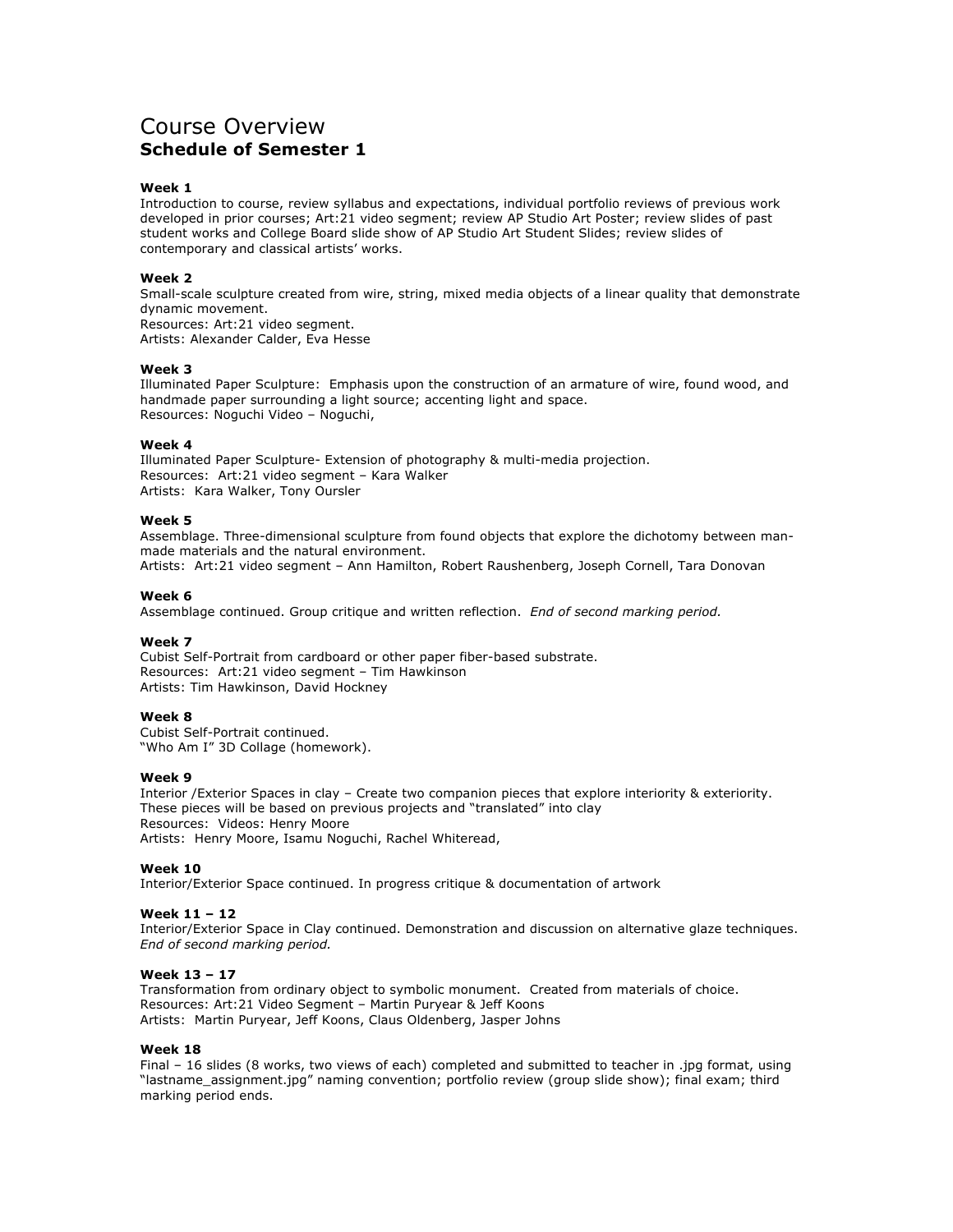# Course Overview

## Schedule of Semester 1

**Week 1**
Introduction to course, review syllabus and expectations, individual portfolio reviews of previous work developed in prior courses; Art:21 video segment; review AP Studio Art Poster; review slides of past student works and College Board slide show of AP Studio Art Student Slides; review slides of contemporary and classical artists' works.

**Week 2**
Small-scale sculpture created from wire, string, mixed media objects of a linear quality that demonstrate dynamic movement.
Resources: Art:21 video segment.
Artists: Alexander Calder, Eva Hesse

**Week 3**
Illuminated Paper Sculpture: Emphasis upon the construction of an armature of wire, found wood, and handmade paper surrounding a light source; accenting light and space.
Resources: Noguchi Video – Noguchi,

**Week 4**
Illuminated Paper Sculpture- Extension of photography & multi-media projection.
Resources: Art:21 video segment – Kara Walker
Artists: Kara Walker, Tony Oursler

**Week 5**
Assemblage. Three-dimensional sculpture from found objects that explore the dichotomy between man-made materials and the natural environment.
Artists: Art:21 video segment – Ann Hamilton, Robert Raushenberg, Joseph Cornell, Tara Donovan

**Week 6**
Assemblage continued. Group critique and written reflection. *End of second marking period.*

**Week 7**
Cubist Self-Portrait from cardboard or other paper fiber-based substrate.
Resources: Art:21 video segment – Tim Hawkinson
Artists: Tim Hawkinson, David Hockney

**Week 8**
Cubist Self-Portrait continued.
"Who Am I" 3D Collage (homework).

**Week 9**
Interior /Exterior Spaces in clay – Create two companion pieces that explore interiority & exteriority. These pieces will be based on previous projects and "translated" into clay
Resources: Videos: Henry Moore
Artists: Henry Moore, Isamu Noguchi, Rachel Whiteread,

**Week 10**
Interior/Exterior Space continued. In progress critique & documentation of artwork

**Week 11 – 12**
Interior/Exterior Space in Clay continued. Demonstration and discussion on alternative glaze techniques.
*End of second marking period.*

**Week 13 – 17**
Transformation from ordinary object to symbolic monument. Created from materials of choice.
Resources: Art:21 Video Segment – Martin Puryear & Jeff Koons
Artists: Martin Puryear, Jeff Koons, Claus Oldenberg, Jasper Johns

**Week 18**
Final – 16 slides (8 works, two views of each) completed and submitted to teacher in .jpg format, using "lastname_assignment.jpg" naming convention; portfolio review (group slide show); final exam; third marking period ends.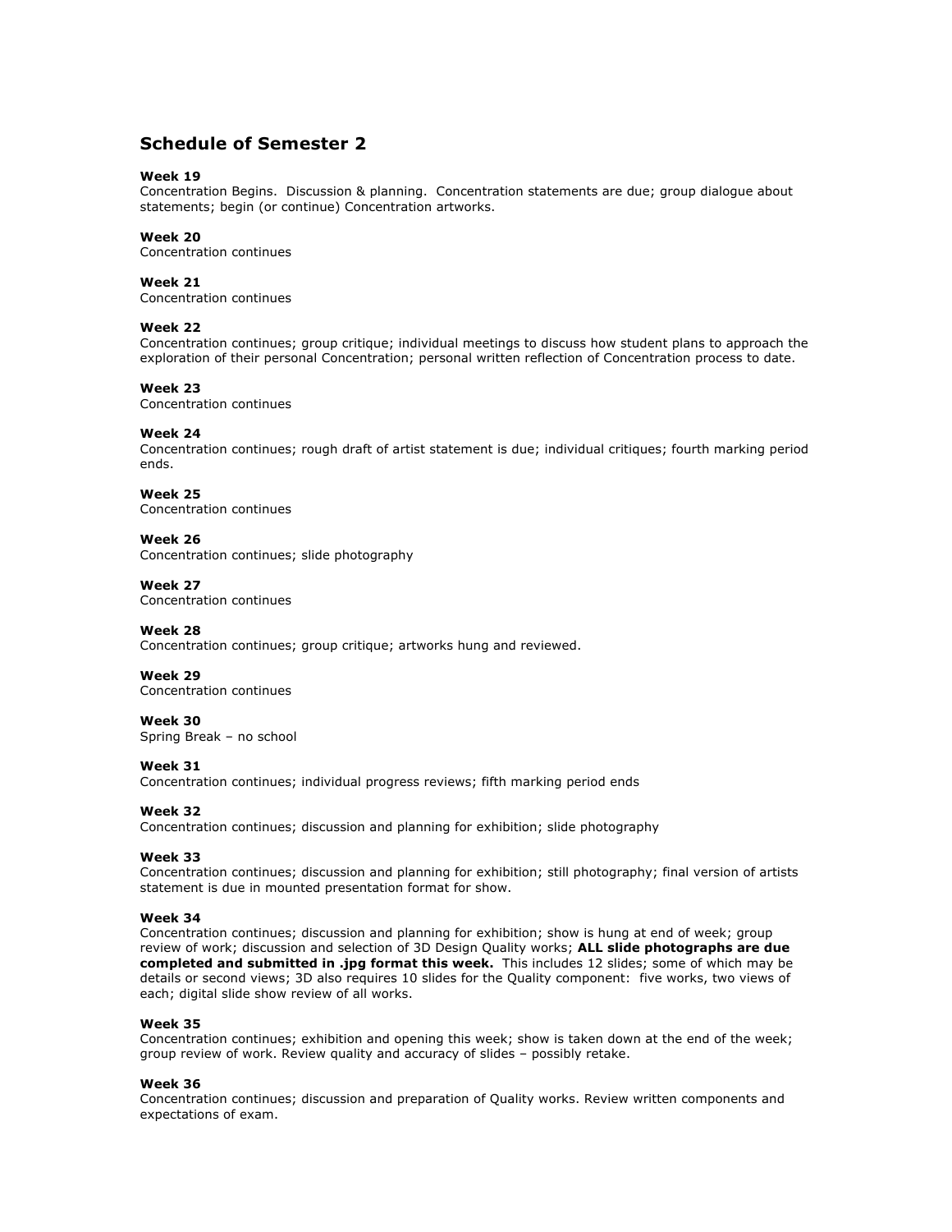## Schedule of Semester 2

**Week 19**
Concentration Begins. Discussion & planning. Concentration statements are due; group dialogue about statements; begin (or continue) Concentration artworks.

**Week 20**
Concentration continues

**Week 21**
Concentration continues

**Week 22**
Concentration continues; group critique; individual meetings to discuss how student plans to approach the exploration of their personal Concentration; personal written reflection of Concentration process to date.

**Week 23**
Concentration continues

**Week 24**
Concentration continues; rough draft of artist statement is due; individual critiques; fourth marking period ends.

**Week 25**
Concentration continues

**Week 26**
Concentration continues; slide photography

**Week 27**
Concentration continues

**Week 28**
Concentration continues; group critique; artworks hung and reviewed.

**Week 29**
Concentration continues

**Week 30**
Spring Break – no school

**Week 31**
Concentration continues; individual progress reviews; fifth marking period ends

**Week 32**
Concentration continues; discussion and planning for exhibition; slide photography

**Week 33**
Concentration continues; discussion and planning for exhibition; still photography; final version of artists statement is due in mounted presentation format for show.

**Week 34**
Concentration continues; discussion and planning for exhibition; show is hung at end of week; group review of work; discussion and selection of 3D Design Quality works; **ALL slide photographs are due completed and submitted in .jpg format this week.** This includes 12 slides; some of which may be details or second views; 3D also requires 10 slides for the Quality component: five works, two views of each; digital slide show review of all works.

**Week 35**
Concentration continues; exhibition and opening this week; show is taken down at the end of the week; group review of work. Review quality and accuracy of slides – possibly retake.

**Week 36**
Concentration continues; discussion and preparation of Quality works. Review written components and expectations of exam.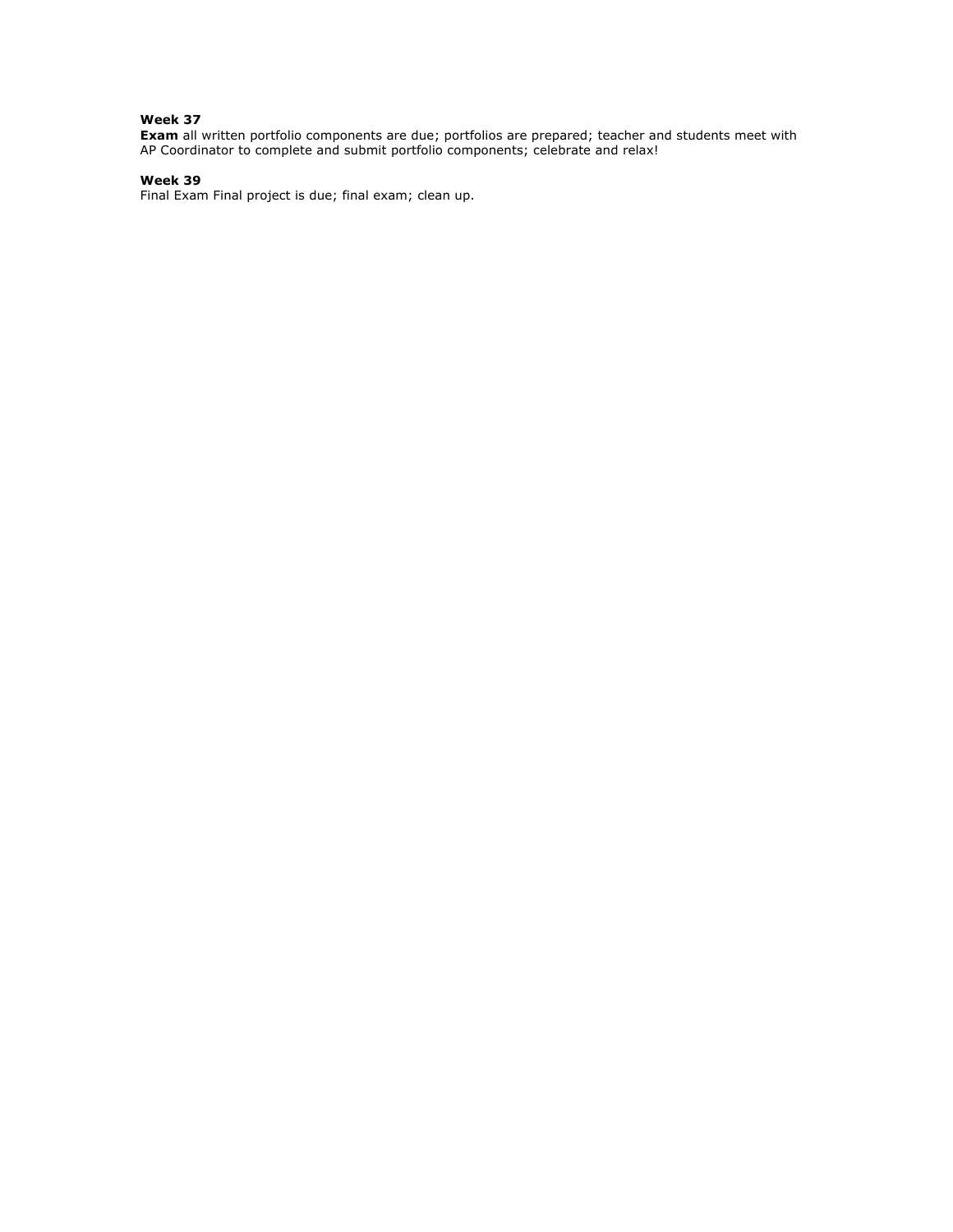**Week 37**
**Exam** all written portfolio components are due; portfolios are prepared; teacher and students meet with AP Coordinator to complete and submit portfolio components; celebrate and relax!

**Week 39**
Final Exam Final project is due; final exam; clean up.